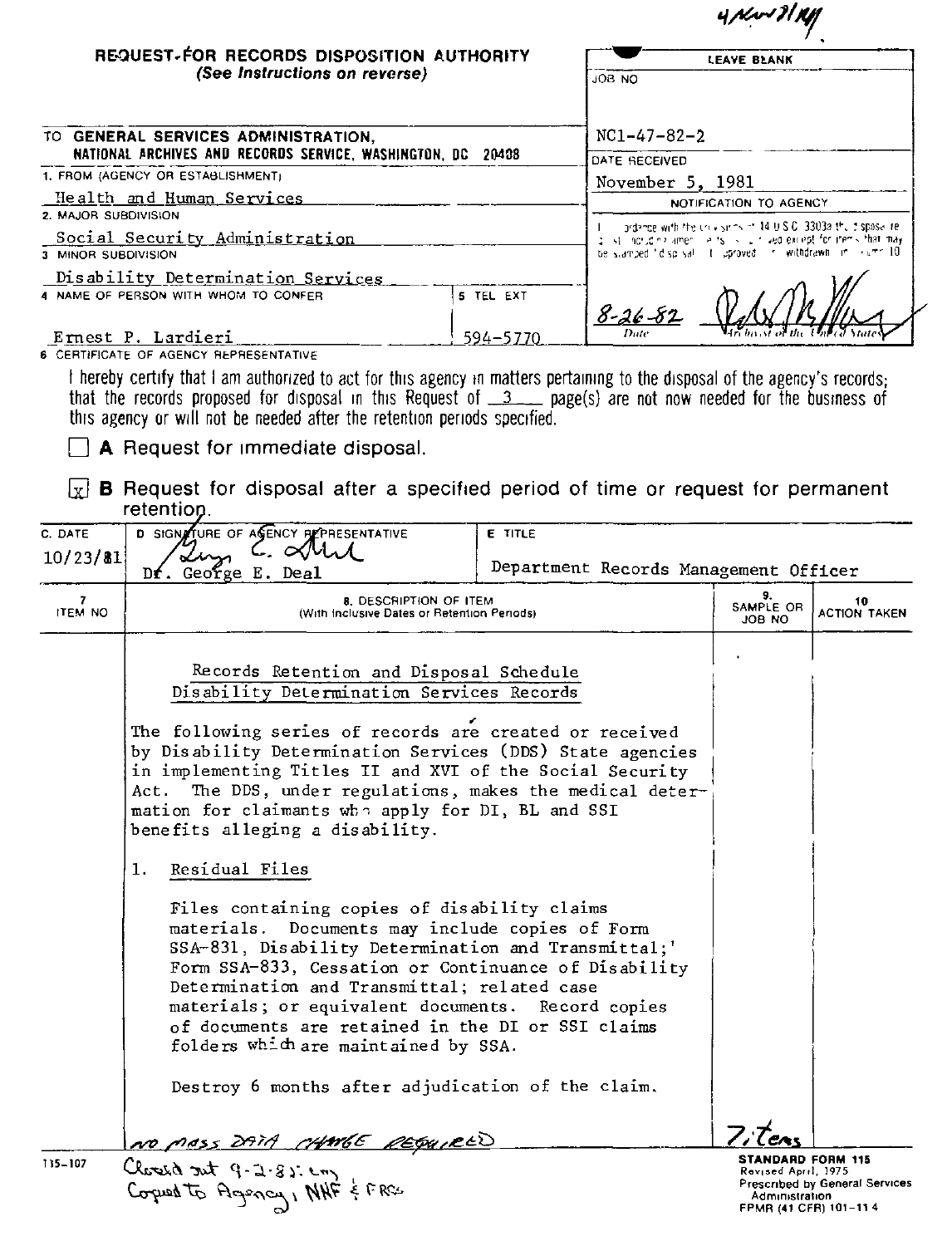4Nov81 KM

# REQUEST FOR RECORDS DISPOSITION AUTHORITY
*(See Instructions on reverse)*

| LEAVE BLANK |
|---|
| JOB NO |
| NC1-47-82-2 |
| DATE RECEIVED |
| November 5, 1981 |
| NOTIFICATION TO AGENCY |
| In accordance with the provisions of 44 U.S.C. 3303a the disposal request, including amendments, is approved except for items that may be stamped "disposal not approved" or "withdrawn" in column 10. |
| 8-26-82 (Date) — Archivist of the United States |

TO **GENERAL SERVICES ADMINISTRATION, NATIONAL ARCHIVES AND RECORDS SERVICE, WASHINGTON, DC 20408**

1. FROM (AGENCY OR ESTABLISHMENT): Health and Human Services
2. MAJOR SUBDIVISION: Social Security Administration
3. MINOR SUBDIVISION: Disability Determination Services
4. NAME OF PERSON WITH WHOM TO CONFER: Ernest P. Lardieri
5. TEL EXT: 594-5770

6. CERTIFICATE OF AGENCY REPRESENTATIVE

I hereby certify that I am authorized to act for this agency in matters pertaining to the disposal of the agency's records; that the records proposed for disposal in this Request of 3 page(s) are not now needed for the business of this agency or will not be needed after the retention periods specified.

☐ **A** Request for immediate disposal.

☒ **B** Request for disposal after a specified period of time or request for permanent retention.

| C. DATE | D. SIGNATURE OF AGENCY REPRESENTATIVE | E. TITLE |
|---|---|---|
| 10/23/81 | Dr. George E. Deal | Department Records Management Officer |

| 7. ITEM NO | 8. DESCRIPTION OF ITEM (With Inclusive Dates or Retention Periods) | 9. SAMPLE OR JOB NO | 10. ACTION TAKEN |
|---|---|---|---|
| | Records Retention and Disposal Schedule<br>Disability Determination Services Records<br><br>The following series of records are created or received by Disability Determination Services (DDS) State agencies in implementing Titles II and XVI of the Social Security Act. The DDS, under regulations, makes the medical determination for claimants who apply for DI, BL and SSI benefits alleging a disability.<br><br>1. Residual Files<br><br>Files containing copies of disability claims materials. Documents may include copies of Form SSA-831, Disability Determination and Transmittal;' Form SSA-833, Cessation or Continuance of Disability Determination and Transmittal; related case materials; or equivalent documents. Record copies of documents are retained in the DI or SSI claims folders which are maintained by SSA.<br><br>Destroy 6 months after adjudication of the claim. | | |

NO MASS DATA CHANGE REQUIRED

7 items

115-107

Closed out 9-2-82: cmj
Copied to Agency, NNF & FRCs

**STANDARD FORM 115**
Revised April, 1975
Prescribed by General Services Administration
FPMR (41 CFR) 101-11.4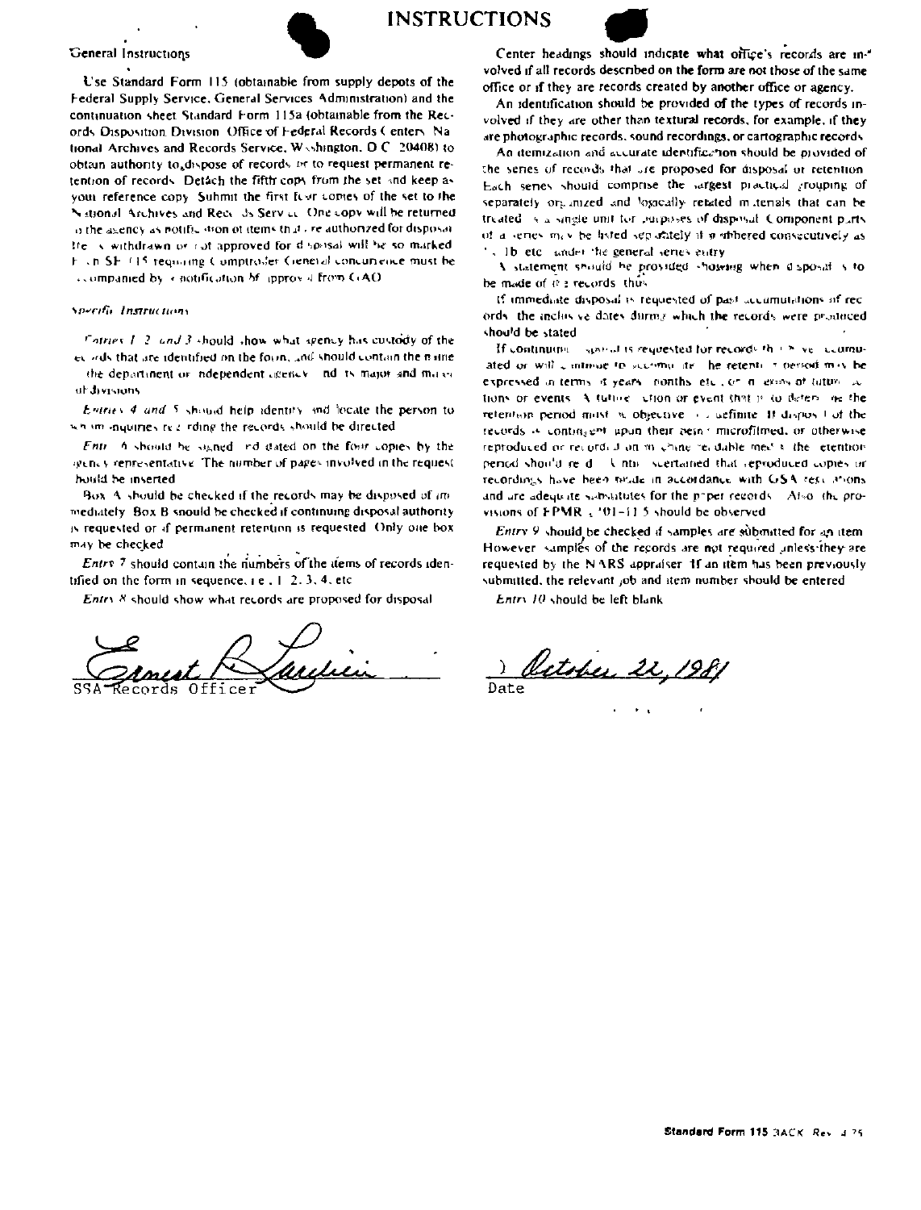# INSTRUCTIONS

## General Instructions

Use Standard Form 115 (obtainable from supply depots of the Federal Supply Service, General Services Administration) and the continuation sheet Standard Form 115a (obtainable from the Records Disposition Division, Office of Federal Records Centers, National Archives and Records Service, Washington, D.C. 20408) to obtain authority to dispose of records or to request permanent retention of records. Detach the fifth copy from the set and keep as your reference copy. Submit the first four copies of the set to the National Archives and Records Service. One copy will be returned to the agency as notification of items that are authorized for disposal. Items withdrawn or not approved for disposal will be so marked. Each SF 115 requiring Comptroller General concurrence must be accompanied by a notification of approval from GAO.

## Specific Instructions

*Entries 1, 2, and 3* should show what agency has custody of the records that are identified on the form, and should contain the name of the department or independent agency, and its major and minor subdivisions.

*Entries 4 and 5* should help identify and locate the person to whom inquiries regarding the records should be directed.

*Entry 6* should be signed and dated on the four copies by the agency representative. The number of pages involved in the request should be inserted.

Box A should be checked if the records may be disposed of *immediately*. Box B should be checked if continuing disposal authority is requested or if permanent retention is requested. Only one box may be checked.

*Entry 7* should contain the numbers of the items of records identified on the form in sequence, i.e., 1, 2, 3, 4, etc.

*Entry 8* should show what records are proposed for disposal.

Center headings should indicate what office's records are involved if all records described on the form are not those of the same office or if they are records created by another office or agency.

An identification should be provided of the types of records involved if they are other than textural records, for example, if they are photographic records, sound recordings, or cartographic records.

An itemization and accurate identification should be provided of the series of records that are proposed for disposal or retention. Each series should comprise the largest practical grouping of separately organized and logically related materials that can be treated as a single unit for purposes of disposal. Component parts of a series may be listed separately if numbered consecutively as 1a, 1b, etc., under the general series entry.

A statement should be provided showing when disposal is to be made of the records, thus:

If immediate disposal is requested of past accumulations of records, the inclusive dates during which the records were produced should be stated.

If continuing disposal is requested for records that have accumulated or will continue to accumulate, the retention period may be expressed in terms of years, months, etc., or in terms of future actions or events. A future action or event that is to determine the retention period must be objective and definite. If disposal of the records is contingent upon their being microfilmed, or otherwise reproduced or recorded on machine-readable media, the retention period should read "Until ascertained that reproduced copies or recordings have been made in accordance with GSA regulations and are adequate substitutes for the paper records." Also, the provisions of FPMR § 101-11.5 should be observed.

*Entry 9* should be checked if samples are submitted for an item. However, samples of the records are not required unless they are requested by the NARS appraiser. If an item has been previously submitted, the relevant job and item number should be entered.

*Entry 10* should be left blank.

Ernest R. Laurin
SSA Records Officer

October 22, 1981
Date

Standard Form 115 BACK Rev. 4-75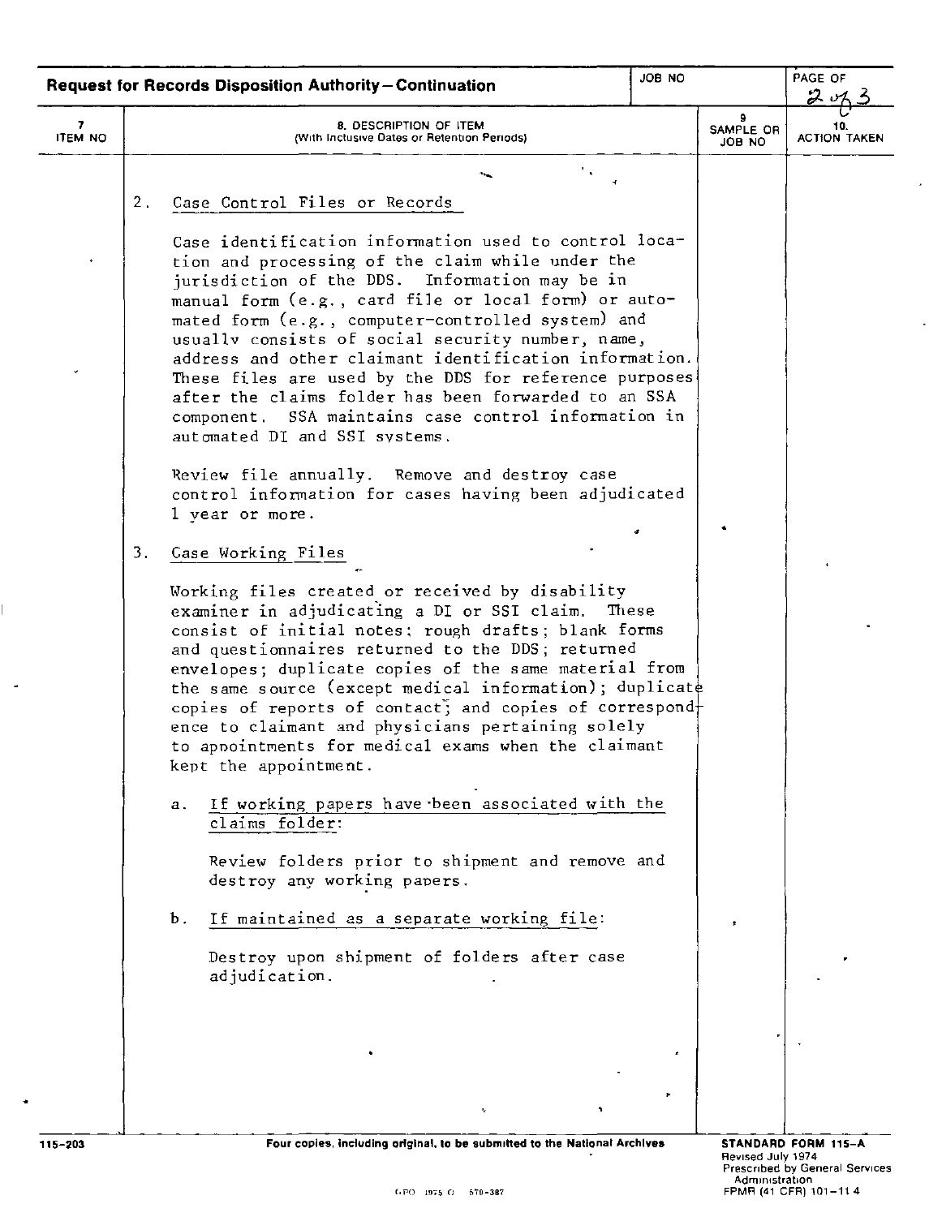**Request for Records Disposition Authority—Continuation**

| 7 ITEM NO | 8. DESCRIPTION OF ITEM (With Inclusive Dates or Retention Periods) | 9 SAMPLE OR JOB NO | 10. ACTION TAKEN |
|---|---|---|---|

2. Case Control Files or Records

Case identification information used to control location and processing of the claim while under the jurisdiction of the DDS. Information may be in manual form (e.g., card file or local form) or automated form (e.g., computer-controlled system) and usually consists of social security number, name, address and other claimant identification information. These files are used by the DDS for reference purposes after the claims folder has been forwarded to an SSA component. SSA maintains case control information in automated DI and SSI systems.

Review file annually. Remove and destroy case control information for cases having been adjudicated 1 year or more.

3. Case Working Files

Working files created or received by disability examiner in adjudicating a DI or SSI claim. These consist of initial notes; rough drafts; blank forms and questionnaires returned to the DDS; returned envelopes; duplicate copies of the same material from the same source (except medical information); duplicate copies of reports of contact; and copies of correspondence to claimant and physicians pertaining solely to appointments for medical exams when the claimant kept the appointment.

a. If working papers have been associated with the claims folder:

Review folders prior to shipment and remove and destroy any working papers.

b. If maintained as a separate working file:

Destroy upon shipment of folders after case adjudication.

115-203 — Four copies, including original, to be submitted to the National Archives — STANDARD FORM 115-A, Revised July 1974, Prescribed by General Services Administration, FPMR (41 CFR) 101-11.4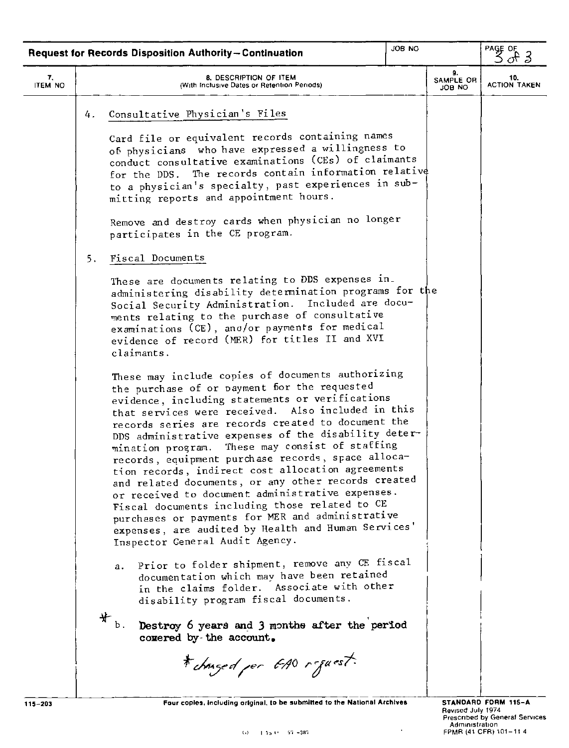**Request for Records Disposition Authority—Continuation**

| 7. ITEM NO | 8. DESCRIPTION OF ITEM (With Inclusive Dates or Retention Periods) | 9. SAMPLE OR JOB NO | 10. ACTION TAKEN |
|---|---|---|---|
| | | | |

4. Consultative Physician's Files

   Card file or equivalent records containing names of physicians who have expressed a willingness to conduct consultative examinations (CEs) of claimants for the DDS. The records contain information relative to a physician's specialty, past experiences in submitting reports and appointment hours.

   Remove and destroy cards when physician no longer participates in the CE program.

5. Fiscal Documents

   These are documents relating to DDS expenses in administering disability determination programs for the Social Security Administration. Included are documents relating to the purchase of consultative examinations (CE), and/or payments for medical evidence of record (MER) for titles II and XVI claimants.

   These may include copies of documents authorizing the purchase of or payment for the requested evidence, including statements or verifications that services were received. Also included in this records series are records created to document the DDS administrative expenses of the disability determination program. These may consist of staffing records, equipment purchase records, space allocation records, indirect cost allocation agreements and related documents, or any other records created or received to document administrative expenses. Fiscal documents including those related to CE purchases or payments for MER and administrative expenses, are audited by Health and Human Services' Inspector General Audit Agency.

   a. Prior to folder shipment, remove any CE fiscal documentation which may have been retained in the claims folder. Associate with other disability program fiscal documents.

   \* b. **Destroy 6 years and 3 months after the period covered by the account.**

   *\* changed per GAO request.*

115-203

Four copies, including original, to be submitted to the National Archives

STANDARD FORM 115-A
Revised July 1974
Prescribed by General Services Administration
FPMR (41 CFR) 101-11.4